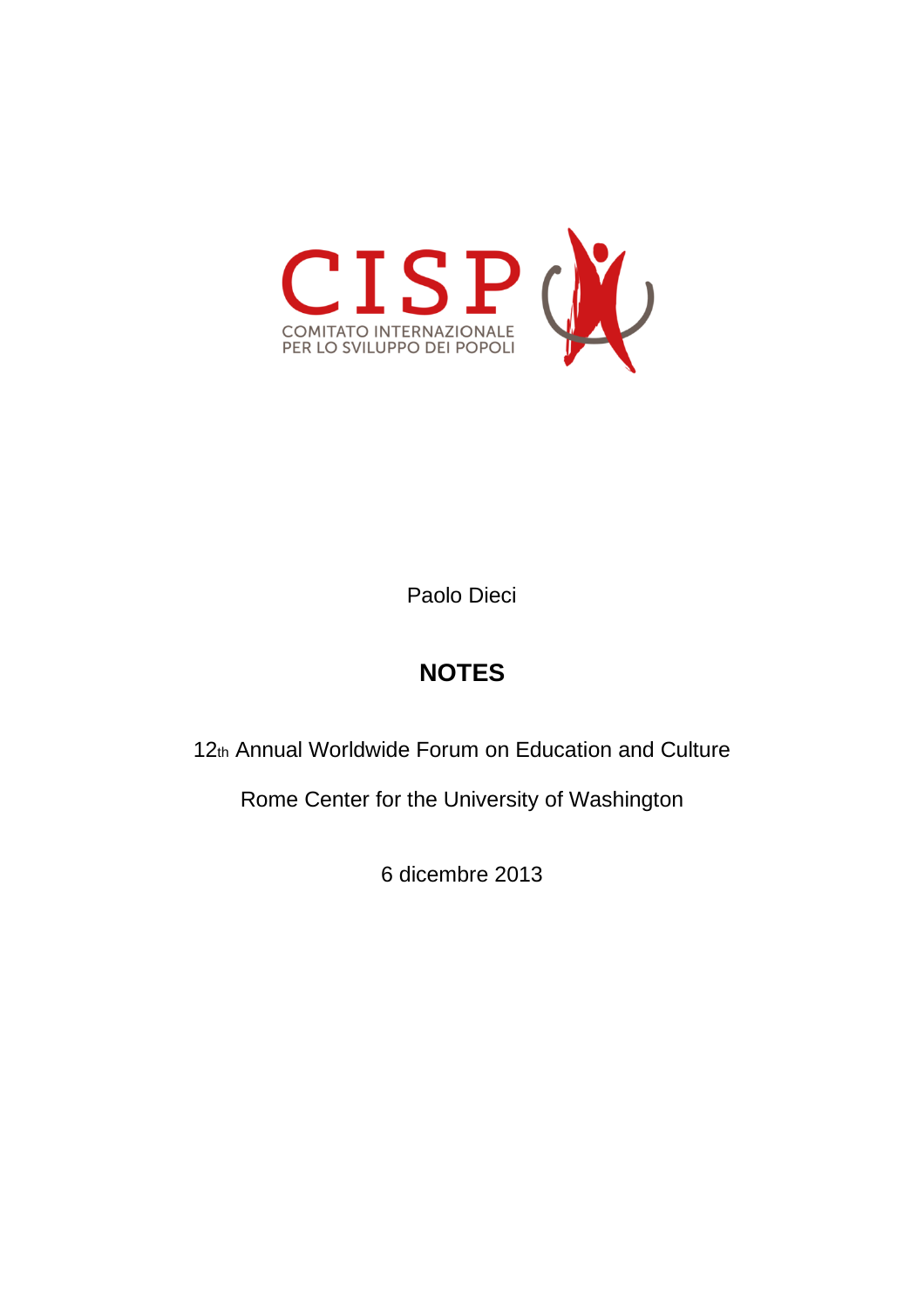CISP

COMITATO INTERNAZIONALE
PER LO SVILUPPO DEI POPOLI

Paolo Dieci

# NOTES

12th Annual Worldwide Forum on Education and Culture

Rome Center for the University of Washington

6 dicembre 2013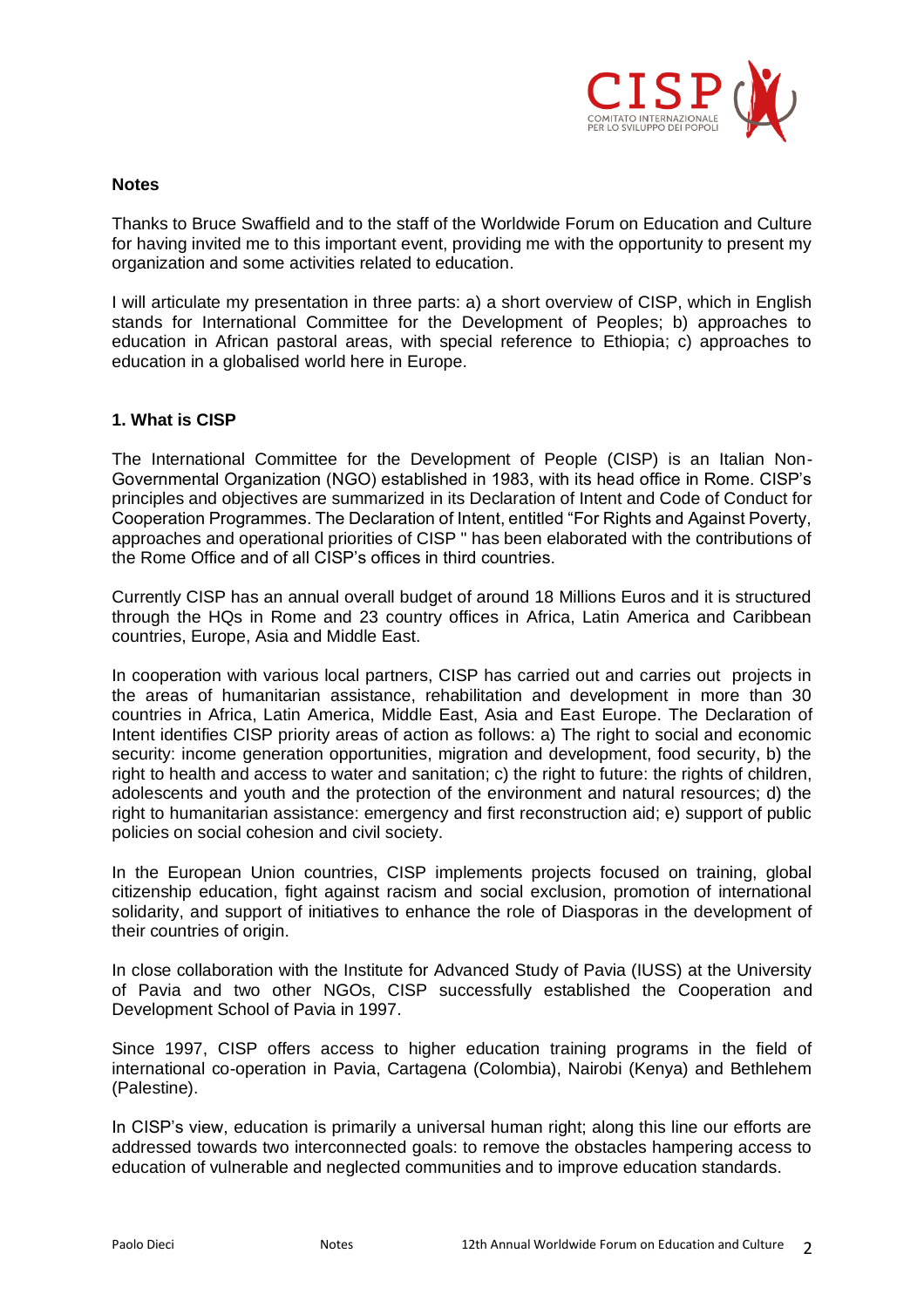**Notes**

Thanks to Bruce Swaffield and to the staff of the Worldwide Forum on Education and Culture for having invited me to this important event, providing me with the opportunity to present my organization and some activities related to education.

I will articulate my presentation in three parts: a) a short overview of CISP, which in English stands for International Committee for the Development of Peoples; b) approaches to education in African pastoral areas, with special reference to Ethiopia; c) approaches to education in a globalised world here in Europe.

## 1. What is CISP

The International Committee for the Development of People (CISP) is an Italian Non-Governmental Organization (NGO) established in 1983, with its head office in Rome. CISP's principles and objectives are summarized in its Declaration of Intent and Code of Conduct for Cooperation Programmes. The Declaration of Intent, entitled "For Rights and Against Poverty, approaches and operational priorities of CISP " has been elaborated with the contributions of the Rome Office and of all CISP's offices in third countries.

Currently CISP has an annual overall budget of around 18 Millions Euros and it is structured through the HQs in Rome and 23 country offices in Africa, Latin America and Caribbean countries, Europe, Asia and Middle East.

In cooperation with various local partners, CISP has carried out and carries out projects in the areas of humanitarian assistance, rehabilitation and development in more than 30 countries in Africa, Latin America, Middle East, Asia and East Europe. The Declaration of Intent identifies CISP priority areas of action as follows: a) The right to social and economic security: income generation opportunities, migration and development, food security, b) the right to health and access to water and sanitation; c) the right to future: the rights of children, adolescents and youth and the protection of the environment and natural resources; d) the right to humanitarian assistance: emergency and first reconstruction aid; e) support of public policies on social cohesion and civil society.

In the European Union countries, CISP implements projects focused on training, global citizenship education, fight against racism and social exclusion, promotion of international solidarity, and support of initiatives to enhance the role of Diasporas in the development of their countries of origin.

In close collaboration with the Institute for Advanced Study of Pavia (IUSS) at the University of Pavia and two other NGOs, CISP successfully established the Cooperation and Development School of Pavia in 1997.

Since 1997, CISP offers access to higher education training programs in the field of international co-operation in Pavia, Cartagena (Colombia), Nairobi (Kenya) and Bethlehem (Palestine).

In CISP's view, education is primarily a universal human right; along this line our efforts are addressed towards two interconnected goals: to remove the obstacles hampering access to education of vulnerable and neglected communities and to improve education standards.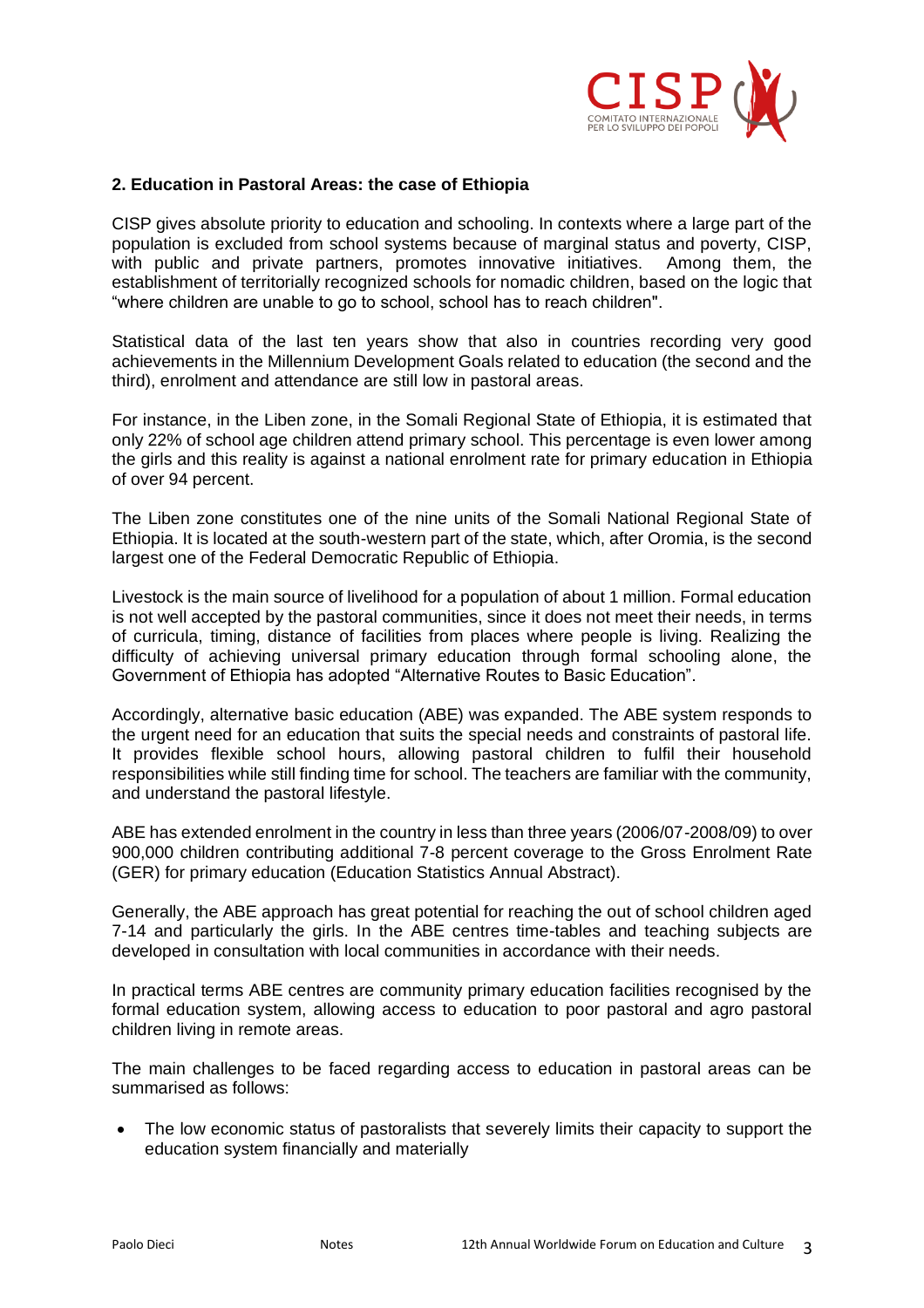## 2. Education in Pastoral Areas: the case of Ethiopia

CISP gives absolute priority to education and schooling. In contexts where a large part of the population is excluded from school systems because of marginal status and poverty, CISP, with public and private partners, promotes innovative initiatives. Among them, the establishment of territorially recognized schools for nomadic children, based on the logic that "where children are unable to go to school, school has to reach children".

Statistical data of the last ten years show that also in countries recording very good achievements in the Millennium Development Goals related to education (the second and the third), enrolment and attendance are still low in pastoral areas.

For instance, in the Liben zone, in the Somali Regional State of Ethiopia, it is estimated that only 22% of school age children attend primary school. This percentage is even lower among the girls and this reality is against a national enrolment rate for primary education in Ethiopia of over 94 percent.

The Liben zone constitutes one of the nine units of the Somali National Regional State of Ethiopia. It is located at the south-western part of the state, which, after Oromia, is the second largest one of the Federal Democratic Republic of Ethiopia.

Livestock is the main source of livelihood for a population of about 1 million. Formal education is not well accepted by the pastoral communities, since it does not meet their needs, in terms of curricula, timing, distance of facilities from places where people is living. Realizing the difficulty of achieving universal primary education through formal schooling alone, the Government of Ethiopia has adopted "Alternative Routes to Basic Education".

Accordingly, alternative basic education (ABE) was expanded. The ABE system responds to the urgent need for an education that suits the special needs and constraints of pastoral life. It provides flexible school hours, allowing pastoral children to fulfil their household responsibilities while still finding time for school. The teachers are familiar with the community, and understand the pastoral lifestyle.

ABE has extended enrolment in the country in less than three years (2006/07-2008/09) to over 900,000 children contributing additional 7-8 percent coverage to the Gross Enrolment Rate (GER) for primary education (Education Statistics Annual Abstract).

Generally, the ABE approach has great potential for reaching the out of school children aged 7-14 and particularly the girls. In the ABE centres time-tables and teaching subjects are developed in consultation with local communities in accordance with their needs.

In practical terms ABE centres are community primary education facilities recognised by the formal education system, allowing access to education to poor pastoral and agro pastoral children living in remote areas.

The main challenges to be faced regarding access to education in pastoral areas can be summarised as follows:

- The low economic status of pastoralists that severely limits their capacity to support the education system financially and materially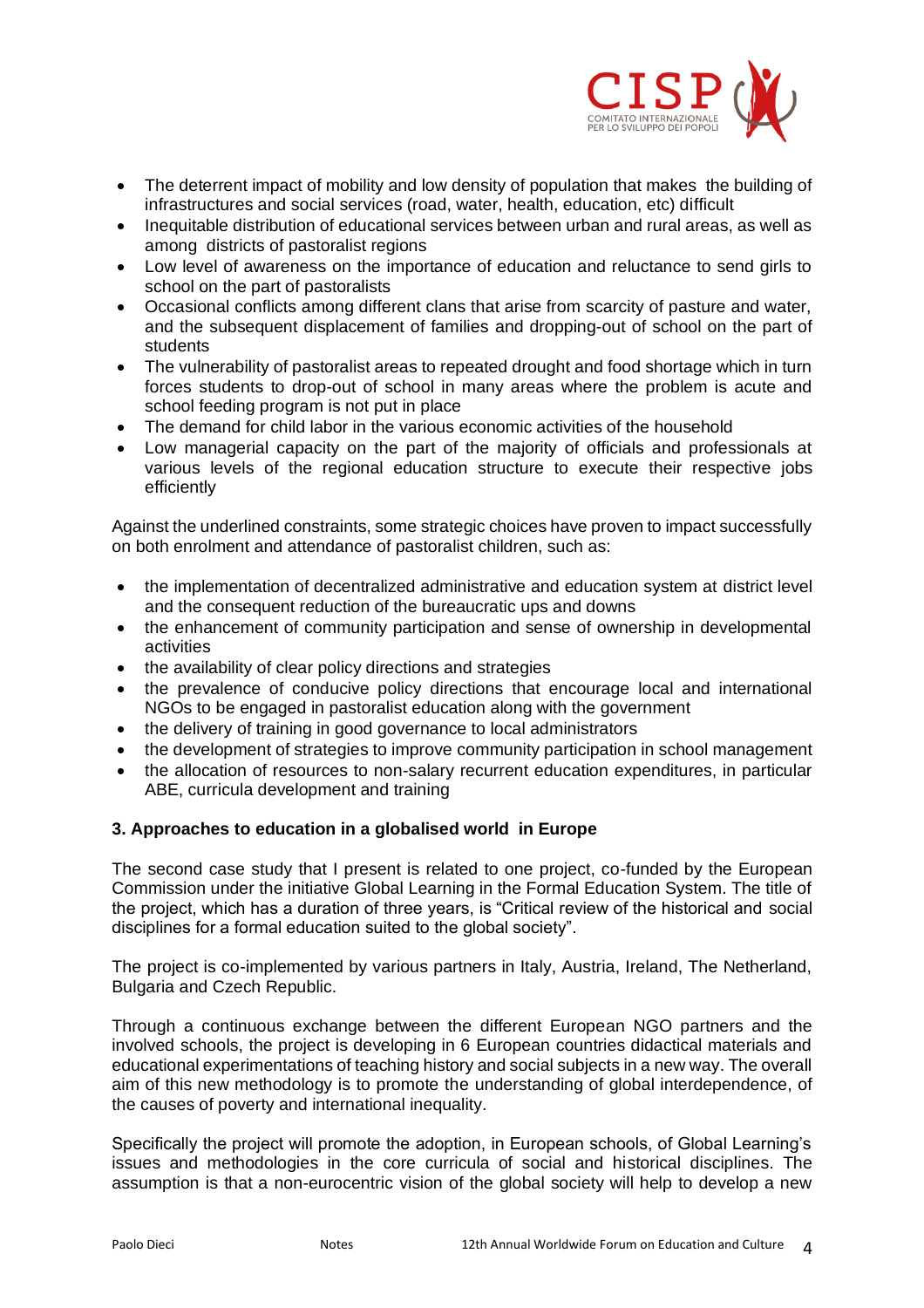- The deterrent impact of mobility and low density of population that makes the building of infrastructures and social services (road, water, health, education, etc) difficult
- Inequitable distribution of educational services between urban and rural areas, as well as among districts of pastoralist regions
- Low level of awareness on the importance of education and reluctance to send girls to school on the part of pastoralists
- Occasional conflicts among different clans that arise from scarcity of pasture and water, and the subsequent displacement of families and dropping-out of school on the part of students
- The vulnerability of pastoralist areas to repeated drought and food shortage which in turn forces students to drop-out of school in many areas where the problem is acute and school feeding program is not put in place
- The demand for child labor in the various economic activities of the household
- Low managerial capacity on the part of the majority of officials and professionals at various levels of the regional education structure to execute their respective jobs efficiently

Against the underlined constraints, some strategic choices have proven to impact successfully on both enrolment and attendance of pastoralist children, such as:

- the implementation of decentralized administrative and education system at district level and the consequent reduction of the bureaucratic ups and downs
- the enhancement of community participation and sense of ownership in developmental activities
- the availability of clear policy directions and strategies
- the prevalence of conducive policy directions that encourage local and international NGOs to be engaged in pastoralist education along with the government
- the delivery of training in good governance to local administrators
- the development of strategies to improve community participation in school management
- the allocation of resources to non-salary recurrent education expenditures, in particular ABE, curricula development and training

**3. Approaches to education in a globalised world in Europe**

The second case study that I present is related to one project, co-funded by the European Commission under the initiative Global Learning in the Formal Education System. The title of the project, which has a duration of three years, is "Critical review of the historical and social disciplines for a formal education suited to the global society".

The project is co-implemented by various partners in Italy, Austria, Ireland, The Netherland, Bulgaria and Czech Republic.

Through a continuous exchange between the different European NGO partners and the involved schools, the project is developing in 6 European countries didactical materials and educational experimentations of teaching history and social subjects in a new way. The overall aim of this new methodology is to promote the understanding of global interdependence, of the causes of poverty and international inequality.

Specifically the project will promote the adoption, in European schools, of Global Learning's issues and methodologies in the core curricula of social and historical disciplines. The assumption is that a non-eurocentric vision of the global society will help to develop a new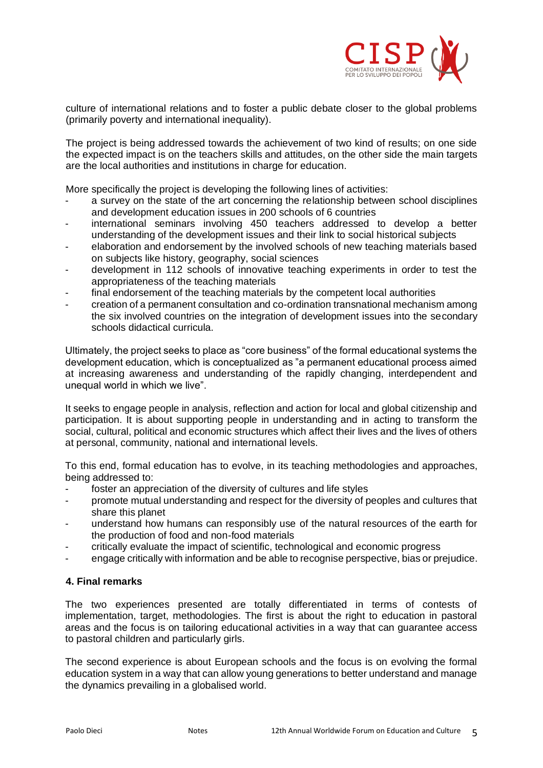culture of international relations and to foster a public debate closer to the global problems (primarily poverty and international inequality).

The project is being addressed towards the achievement of two kind of results; on one side the expected impact is on the teachers skills and attitudes, on the other side the main targets are the local authorities and institutions in charge for education.

More specifically the project is developing the following lines of activities:

- a survey on the state of the art concerning the relationship between school disciplines and development education issues in 200 schools of 6 countries
- international seminars involving 450 teachers addressed to develop a better understanding of the development issues and their link to social historical subjects
- elaboration and endorsement by the involved schools of new teaching materials based on subjects like history, geography, social sciences
- development in 112 schools of innovative teaching experiments in order to test the appropriateness of the teaching materials
- final endorsement of the teaching materials by the competent local authorities
- creation of a permanent consultation and co-ordination transnational mechanism among the six involved countries on the integration of development issues into the secondary schools didactical curricula.

Ultimately, the project seeks to place as "core business" of the formal educational systems the development education, which is conceptualized as "a permanent educational process aimed at increasing awareness and understanding of the rapidly changing, interdependent and unequal world in which we live".

It seeks to engage people in analysis, reflection and action for local and global citizenship and participation. It is about supporting people in understanding and in acting to transform the social, cultural, political and economic structures which affect their lives and the lives of others at personal, community, national and international levels.

To this end, formal education has to evolve, in its teaching methodologies and approaches, being addressed to:

- foster an appreciation of the diversity of cultures and life styles
- promote mutual understanding and respect for the diversity of peoples and cultures that share this planet
- understand how humans can responsibly use of the natural resources of the earth for the production of food and non-food materials
- critically evaluate the impact of scientific, technological and economic progress
- engage critically with information and be able to recognise perspective, bias or prejudice.

#### 4. Final remarks

The two experiences presented are totally differentiated in terms of contests of implementation, target, methodologies. The first is about the right to education in pastoral areas and the focus is on tailoring educational activities in a way that can guarantee access to pastoral children and particularly girls.

The second experience is about European schools and the focus is on evolving the formal education system in a way that can allow young generations to better understand and manage the dynamics prevailing in a globalised world.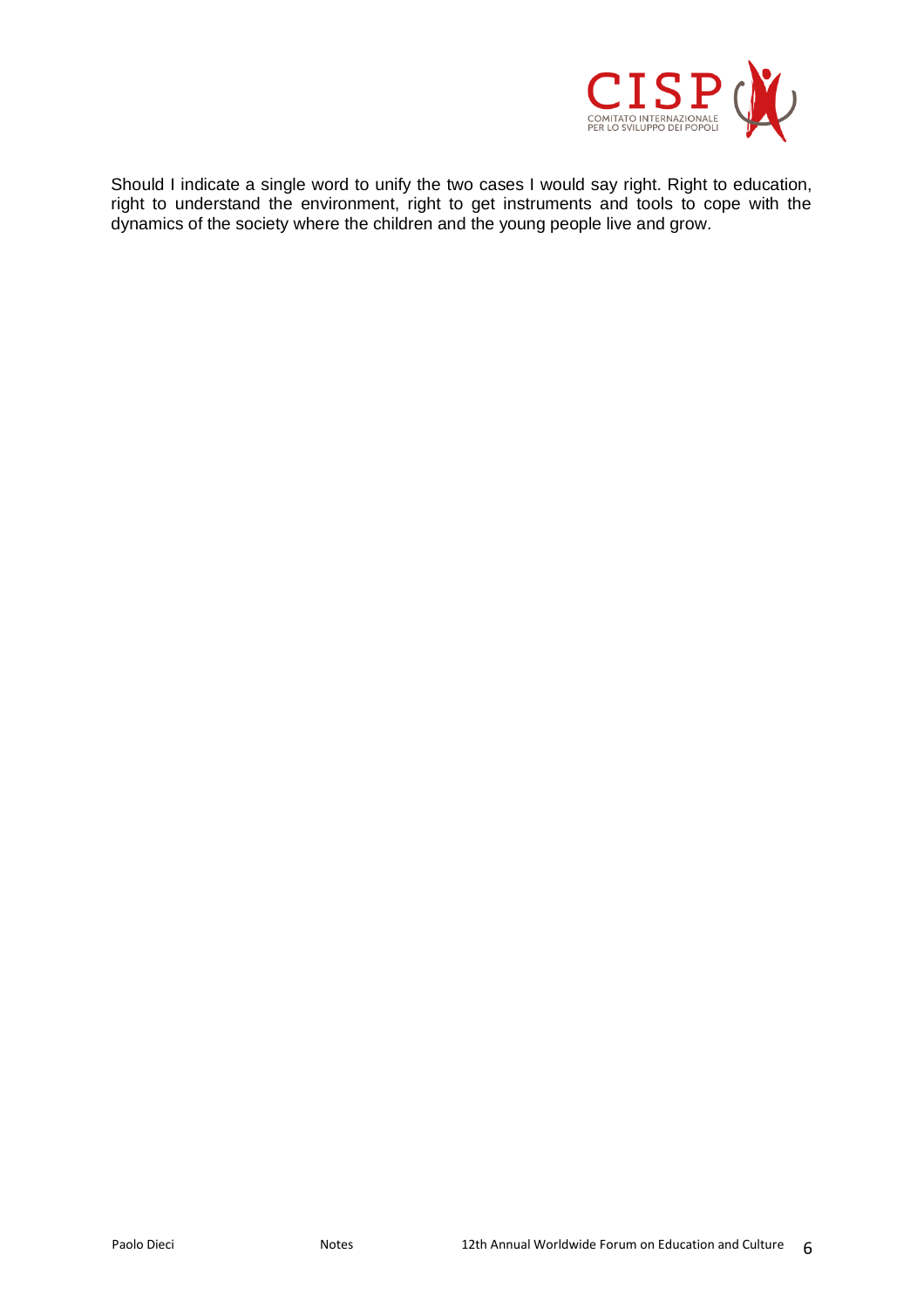Should I indicate a single word to unify the two cases I would say right. Right to education, right to understand the environment, right to get instruments and tools to cope with the dynamics of the society where the children and the young people live and grow.